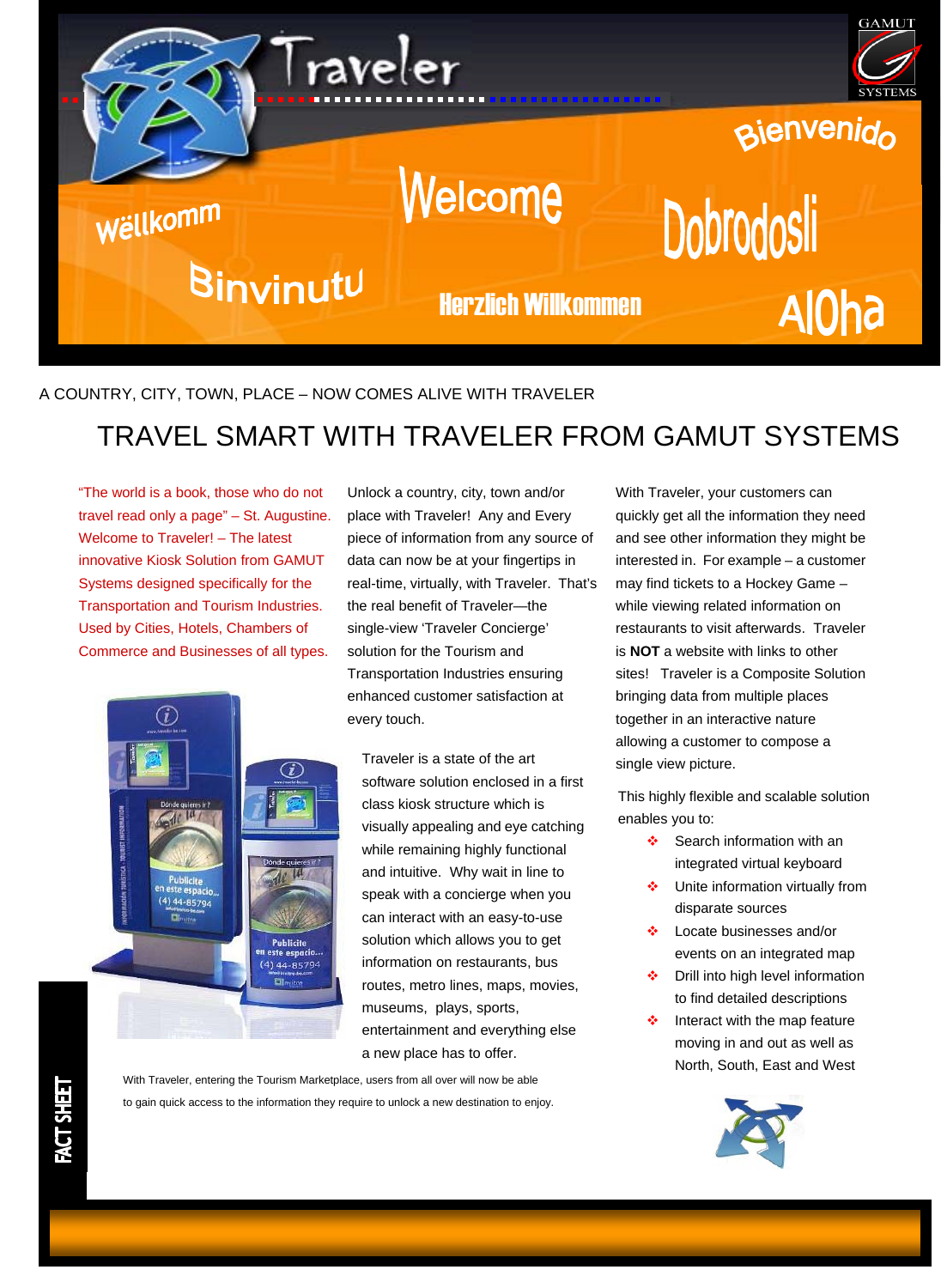Traveler

GAMUT SYSTEMS

Bienvenido

Welcome

Wëllkomm

Dobrodosli

Binvinutu

Herzlich Willkommen

AlOha

A COUNTRY, CITY, TOWN, PLACE – NOW COMES ALIVE WITH TRAVELER

# TRAVEL SMART WITH TRAVELER FROM GAMUT SYSTEMS

"The world is a book, those who do not travel read only a page" – St. Augustine. Welcome to Traveler! – The latest innovative Kiosk Solution from GAMUT Systems Designed specifically for the Transportation and Tourism Industries. Used by Cities, Hotels, Chambers of Commerce and Businesses of all types.

Unlock a country, city, town and/or place with Traveler! Any and Every piece of information from any source of data can now be at your fingertips in real-time, virtually, with Traveler. That's the real benefit of Traveler—the single-view 'Traveler Concierge' solution for the Tourism and Transportation Industries ensuring enhanced customer satisfaction at every touch.

Traveler is a state of the art software solution enclosed in a first class kiosk structure which is visually appealing and eye catching while remaining highly functional and intuitive. Why wait in line to speak with a concierge when you can interact with an easy-to-use solution which allows you to get information on restaurants, bus routes, metro lines, maps, movies, museums, plays, sports, entertainment and everything else a new place has to offer.

With Traveler, entering the Tourism Marketplace, users from all over will now be able to gain quick access to the information they require to unlock a new destination to enjoy.

With Traveler, your customers can quickly get all the information they need and see other information they might be interested in. For example – a customer may find tickets to a Hockey Game – while viewing related information on restaurants to visit afterwards. Traveler is **NOT** a website with links to other sites! Traveler is a Composite Solution bringing data from multiple places together in an interactive nature allowing a customer to compose a single view picture.

This highly flexible and scalable solution enables you to:

- Search information with an integrated virtual keyboard
- Unite information virtually from disparate sources
- Locate businesses and/or events on an integrated map
- Drill into high level information to find detailed descriptions
- Interact with the map feature moving in and out as well as North, South, East and West

FACT SHEET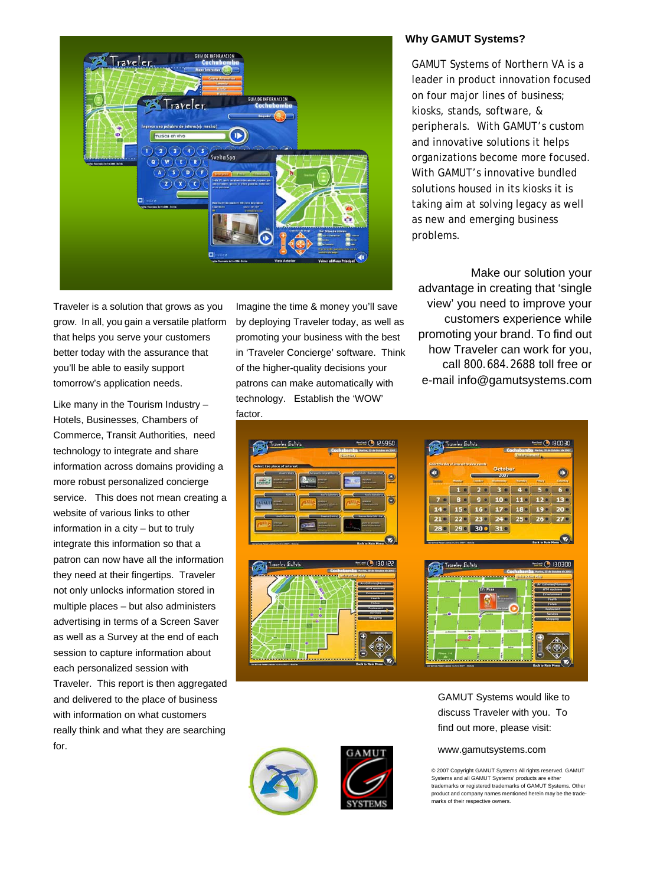## Why GAMUT Systems?

GAMUT Systems of Northern VA is a leader in product innovation focused on four major lines of business; kiosks, stands, software, & peripherals. With GAMUT's custom and innovative solutions it helps organizations become more focused. With GAMUT's innovative bundled solutions housed in its kiosks it is taking aim at solving legacy as well as new and emerging business problems.

Make our solution your advantage in creating that 'single view' you need to improve your customers experience while promoting your brand. To find out how Traveler can work for you, call 800.684.2688 toll free or e-mail info@gamutsystems.com

Traveler is a solution that grows as you grow. In all, you gain a versatile platform that helps you serve your customers better today with the assurance that you'll be able to easily support tomorrow's application needs.

Like many in the Tourism Industry – Hotels, Businesses, Chambers of Commerce, Transit Authorities, need technology to integrate and share information across domains providing a more robust personalized concierge service. This does not mean creating a website of various links to other information in a city – but to truly integrate this information so that a patron can now have all the information they need at their fingertips. Traveler not only unlocks information stored in multiple places – but also administers advertising in terms of a Screen Saver as well as a Survey at the end of each session to capture information about each personalized session with Traveler. This report is then aggregated and delivered to the place of business with information on what customers really think and what they are searching for.

Imagine the time & money you'll save by deploying Traveler today, as well as promoting your business with the best in 'Traveler Concierge' software. Think of the higher-quality decisions your patrons can make automatically with technology. Establish the 'WOW' factor.

GAMUT Systems would like to discuss Traveler with you. To find out more, please visit:

www.gamutsystems.com

© 2007 Copyright GAMUT Systems All rights reserved. GAMUT Systems and all GAMUT Systems' products are either trademarks or registered trademarks of GAMUT Systems. Other product and company names mentioned herein may be the trade-marks of their respective owners.